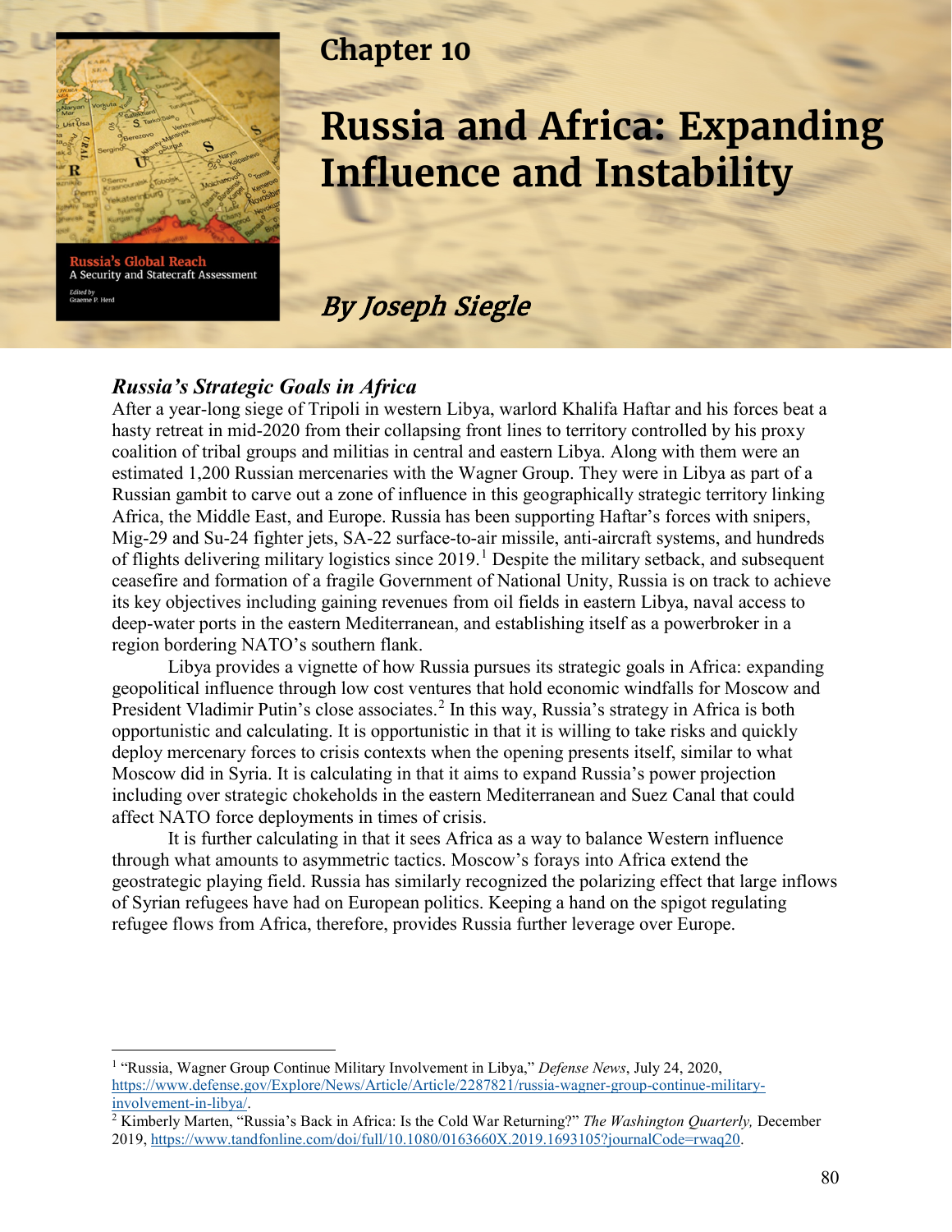# Chapter 10

# Russia and Africa: Expanding Influence and Instability

## *By Joseph Siegle*

### *Russia's Strategic Goals in Africa*

After a year-long siege of Tripoli in western Libya, warlord Khalifa Haftar and his forces beat a hasty retreat in mid-2020 from their collapsing front lines to territory controlled by his proxy coalition of tribal groups and militias in central and eastern Libya. Along with them were an estimated 1,200 Russian mercenaries with the Wagner Group. They were in Libya as part of a Russian gambit to carve out a zone of influence in this geographically strategic territory linking Africa, the Middle East, and Europe. Russia has been supporting Haftar's forces with snipers, Mig-29 and Su-24 fighter jets, SA-22 surface-to-air missile, anti-aircraft systems, and hundreds of flights delivering military logistics since 2019.[1] Despite the military setback, and subsequent ceasefire and formation of a fragile Government of National Unity, Russia is on track to achieve its key objectives including gaining revenues from oil fields in eastern Libya, naval access to deep-water ports in the eastern Mediterranean, and establishing itself as a powerbroker in a region bordering NATO's southern flank.

Libya provides a vignette of how Russia pursues its strategic goals in Africa: expanding geopolitical influence through low cost ventures that hold economic windfalls for Moscow and President Vladimir Putin's close associates.[2] In this way, Russia's strategy in Africa is both opportunistic and calculating. It is opportunistic in that it is willing to take risks and quickly deploy mercenary forces to crisis contexts when the opening presents itself, similar to what Moscow did in Syria. It is calculating in that it aims to expand Russia's power projection including over strategic chokeholds in the eastern Mediterranean and Suez Canal that could affect NATO force deployments in times of crisis.

It is further calculating in that it sees Africa as a way to balance Western influence through what amounts to asymmetric tactics. Moscow's forays into Africa extend the geostrategic playing field. Russia has similarly recognized the polarizing effect that large inflows of Syrian refugees have had on European politics. Keeping a hand on the spigot regulating refugee flows from Africa, therefore, provides Russia further leverage over Europe.

---

[1] "Russia, Wagner Group Continue Military Involvement in Libya," *Defense News*, July 24, 2020, https://www.defense.gov/Explore/News/Article/Article/2287821/russia-wagner-group-continue-military-involvement-in-libya/.

[2] Kimberly Marten, "Russia's Back in Africa: Is the Cold War Returning?" *The Washington Quarterly,* December 2019, https://www.tandfonline.com/doi/full/10.1080/0163660X.2019.1693105?journalCode=rwaq20.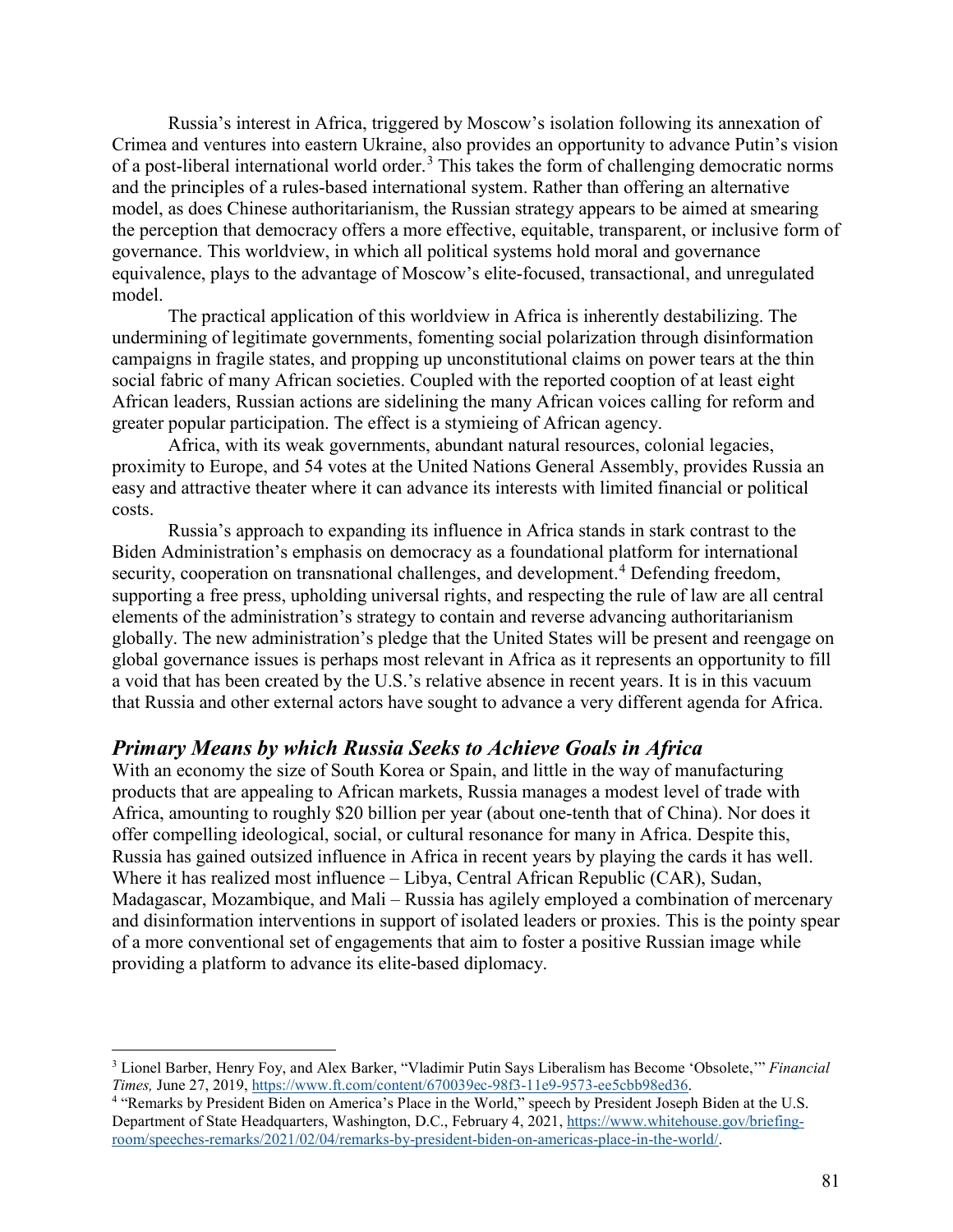Russia's interest in Africa, triggered by Moscow's isolation following its annexation of Crimea and ventures into eastern Ukraine, also provides an opportunity to advance Putin's vision of a post-liberal international world order.[3] This takes the form of challenging democratic norms and the principles of a rules-based international system. Rather than offering an alternative model, as does Chinese authoritarianism, the Russian strategy appears to be aimed at smearing the perception that democracy offers a more effective, equitable, transparent, or inclusive form of governance. This worldview, in which all political systems hold moral and governance equivalence, plays to the advantage of Moscow's elite-focused, transactional, and unregulated model.

The practical application of this worldview in Africa is inherently destabilizing. The undermining of legitimate governments, fomenting social polarization through disinformation campaigns in fragile states, and propping up unconstitutional claims on power tears at the thin social fabric of many African societies. Coupled with the reported cooption of at least eight African leaders, Russian actions are sidelining the many African voices calling for reform and greater popular participation. The effect is a stymieing of African agency.

Africa, with its weak governments, abundant natural resources, colonial legacies, proximity to Europe, and 54 votes at the United Nations General Assembly, provides Russia an easy and attractive theater where it can advance its interests with limited financial or political costs.

Russia's approach to expanding its influence in Africa stands in stark contrast to the Biden Administration's emphasis on democracy as a foundational platform for international security, cooperation on transnational challenges, and development.[4] Defending freedom, supporting a free press, upholding universal rights, and respecting the rule of law are all central elements of the administration's strategy to contain and reverse advancing authoritarianism globally. The new administration's pledge that the United States will be present and reengage on global governance issues is perhaps most relevant in Africa as it represents an opportunity to fill a void that has been created by the U.S.'s relative absence in recent years. It is in this vacuum that Russia and other external actors have sought to advance a very different agenda for Africa.

## *Primary Means by which Russia Seeks to Achieve Goals in Africa*

With an economy the size of South Korea or Spain, and little in the way of manufacturing products that are appealing to African markets, Russia manages a modest level of trade with Africa, amounting to roughly $20 billion per year (about one-tenth that of China). Nor does it offer compelling ideological, social, or cultural resonance for many in Africa. Despite this, Russia has gained outsized influence in Africa in recent years by playing the cards it has well. Where it has realized most influence – Libya, Central African Republic (CAR), Sudan, Madagascar, Mozambique, and Mali – Russia has agilely employed a combination of mercenary and disinformation interventions in support of isolated leaders or proxies. This is the pointy spear of a more conventional set of engagements that aim to foster a positive Russian image while providing a platform to advance its elite-based diplomacy.

---

[3] Lionel Barber, Henry Foy, and Alex Barker, "Vladimir Putin Says Liberalism has Become 'Obsolete,'" *Financial Times,* June 27, 2019, https://www.ft.com/content/670039ec-98f3-11e9-9573-ee5cbb98ed36.

[4] "Remarks by President Biden on America's Place in the World," speech by President Joseph Biden at the U.S. Department of State Headquarters, Washington, D.C., February 4, 2021, https://www.whitehouse.gov/briefing-room/speeches-remarks/2021/02/04/remarks-by-president-biden-on-americas-place-in-the-world/.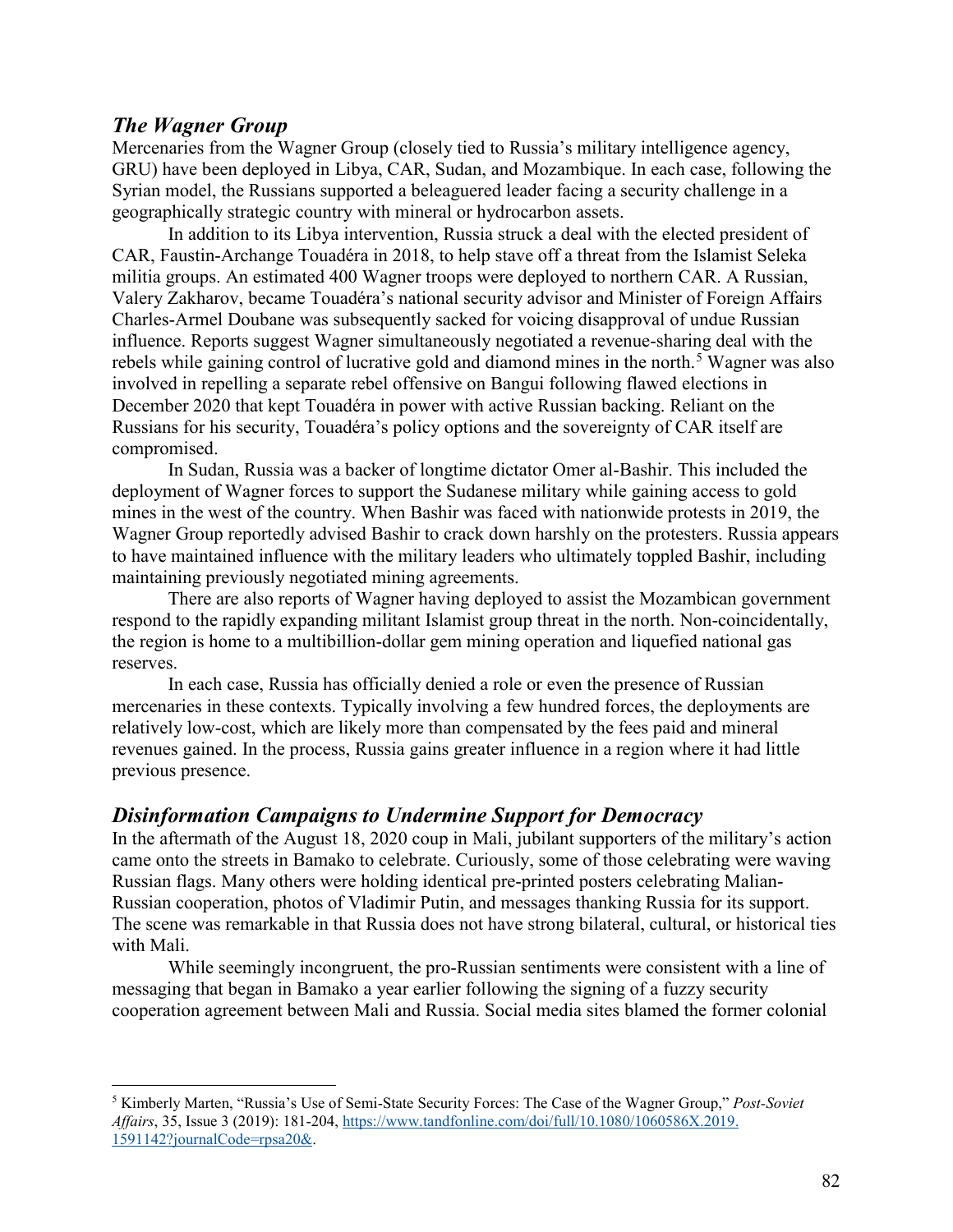## *The Wagner Group*

Mercenaries from the Wagner Group (closely tied to Russia's military intelligence agency, GRU) have been deployed in Libya, CAR, Sudan, and Mozambique. In each case, following the Syrian model, the Russians supported a beleaguered leader facing a security challenge in a geographically strategic country with mineral or hydrocarbon assets.

In addition to its Libya intervention, Russia struck a deal with the elected president of CAR, Faustin-Archange Touadéra in 2018, to help stave off a threat from the Islamist Seleka militia groups. An estimated 400 Wagner troops were deployed to northern CAR. A Russian, Valery Zakharov, became Touadéra's national security advisor and Minister of Foreign Affairs Charles-Armel Doubane was subsequently sacked for voicing disapproval of undue Russian influence. Reports suggest Wagner simultaneously negotiated a revenue-sharing deal with the rebels while gaining control of lucrative gold and diamond mines in the north.[5] Wagner was also involved in repelling a separate rebel offensive on Bangui following flawed elections in December 2020 that kept Touadéra in power with active Russian backing. Reliant on the Russians for his security, Touadéra's policy options and the sovereignty of CAR itself are compromised.

In Sudan, Russia was a backer of longtime dictator Omer al-Bashir. This included the deployment of Wagner forces to support the Sudanese military while gaining access to gold mines in the west of the country. When Bashir was faced with nationwide protests in 2019, the Wagner Group reportedly advised Bashir to crack down harshly on the protesters. Russia appears to have maintained influence with the military leaders who ultimately toppled Bashir, including maintaining previously negotiated mining agreements.

There are also reports of Wagner having deployed to assist the Mozambican government respond to the rapidly expanding militant Islamist group threat in the north. Non-coincidentally, the region is home to a multibillion-dollar gem mining operation and liquefied national gas reserves.

In each case, Russia has officially denied a role or even the presence of Russian mercenaries in these contexts. Typically involving a few hundred forces, the deployments are relatively low-cost, which are likely more than compensated by the fees paid and mineral revenues gained. In the process, Russia gains greater influence in a region where it had little previous presence.

## *Disinformation Campaigns to Undermine Support for Democracy*

In the aftermath of the August 18, 2020 coup in Mali, jubilant supporters of the military's action came onto the streets in Bamako to celebrate. Curiously, some of those celebrating were waving Russian flags. Many others were holding identical pre-printed posters celebrating Malian-Russian cooperation, photos of Vladimir Putin, and messages thanking Russia for its support. The scene was remarkable in that Russia does not have strong bilateral, cultural, or historical ties with Mali.

While seemingly incongruent, the pro-Russian sentiments were consistent with a line of messaging that began in Bamako a year earlier following the signing of a fuzzy security cooperation agreement between Mali and Russia. Social media sites blamed the former colonial

---

[5] Kimberly Marten, "Russia's Use of Semi-State Security Forces: The Case of the Wagner Group," *Post-Soviet Affairs*, 35, Issue 3 (2019): 181-204, https://www.tandfonline.com/doi/full/10.1080/1060586X.2019.1591142?journalCode=rpsa20&.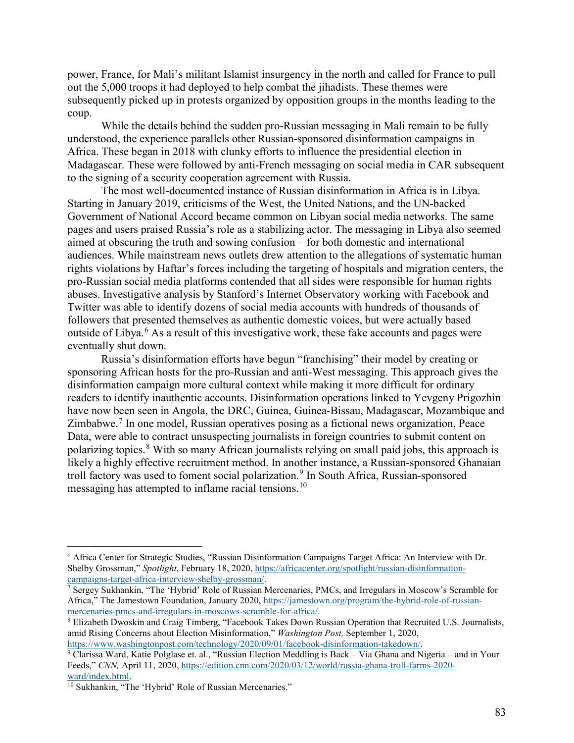power, France, for Mali's militant Islamist insurgency in the north and called for France to pull out the 5,000 troops it had deployed to help combat the jihadists. These themes were subsequently picked up in protests organized by opposition groups in the months leading to the coup.

While the details behind the sudden pro-Russian messaging in Mali remain to be fully understood, the experience parallels other Russian-sponsored disinformation campaigns in Africa. These began in 2018 with clunky efforts to influence the presidential election in Madagascar. These were followed by anti-French messaging on social media in CAR subsequent to the signing of a security cooperation agreement with Russia.

The most well-documented instance of Russian disinformation in Africa is in Libya. Starting in January 2019, criticisms of the West, the United Nations, and the UN-backed Government of National Accord became common on Libyan social media networks. The same pages and users praised Russia's role as a stabilizing actor. The messaging in Libya also seemed aimed at obscuring the truth and sowing confusion – for both domestic and international audiences. While mainstream news outlets drew attention to the allegations of systematic human rights violations by Haftar's forces including the targeting of hospitals and migration centers, the pro-Russian social media platforms contended that all sides were responsible for human rights abuses. Investigative analysis by Stanford's Internet Observatory working with Facebook and Twitter was able to identify dozens of social media accounts with hundreds of thousands of followers that presented themselves as authentic domestic voices, but were actually based outside of Libya.[6] As a result of this investigative work, these fake accounts and pages were eventually shut down.

Russia's disinformation efforts have begun "franchising" their model by creating or sponsoring African hosts for the pro-Russian and anti-West messaging. This approach gives the disinformation campaign more cultural context while making it more difficult for ordinary readers to identify inauthentic accounts. Disinformation operations linked to Yevgeny Prigozhin have now been seen in Angola, the DRC, Guinea, Guinea-Bissau, Madagascar, Mozambique and Zimbabwe.[7] In one model, Russian operatives posing as a fictional news organization, Peace Data, were able to contract unsuspecting journalists in foreign countries to submit content on polarizing topics.[8] With so many African journalists relying on small paid jobs, this approach is likely a highly effective recruitment method. In another instance, a Russian-sponsored Ghanaian troll factory was used to foment social polarization.[9] In South Africa, Russian-sponsored messaging has attempted to inflame racial tensions.[10]

---

[6] Africa Center for Strategic Studies, "Russian Disinformation Campaigns Target Africa: An Interview with Dr. Shelby Grossman," *Spotlight*, February 18, 2020, https://africacenter.org/spotlight/russian-disinformation-campaigns-target-africa-interview-shelby-grossman/.

[7] Sergey Sukhankin, "The 'Hybrid' Role of Russian Mercenaries, PMCs, and Irregulars in Moscow's Scramble for Africa," The Jamestown Foundation, January 2020, https://jamestown.org/program/the-hybrid-role-of-russian-mercenaries-pmcs-and-irregulars-in-moscows-scramble-for-africa/.

[8] Elizabeth Dwoskin and Craig Timberg, "Facebook Takes Down Russian Operation that Recruited U.S. Journalists, amid Rising Concerns about Election Misinformation," *Washington Post,* September 1, 2020, https://www.washingtonpost.com/technology/2020/09/01/facebook-disinformation-takedown/.

[9] Clarissa Ward, Katie Polglase et. al., "Russian Election Meddling is Back – Via Ghana and Nigeria – and in Your Feeds," *CNN,* April 11, 2020, https://edition.cnn.com/2020/03/12/world/russia-ghana-troll-farms-2020-ward/index.html.

[10] Sukhankin, "The 'Hybrid' Role of Russian Mercenaries."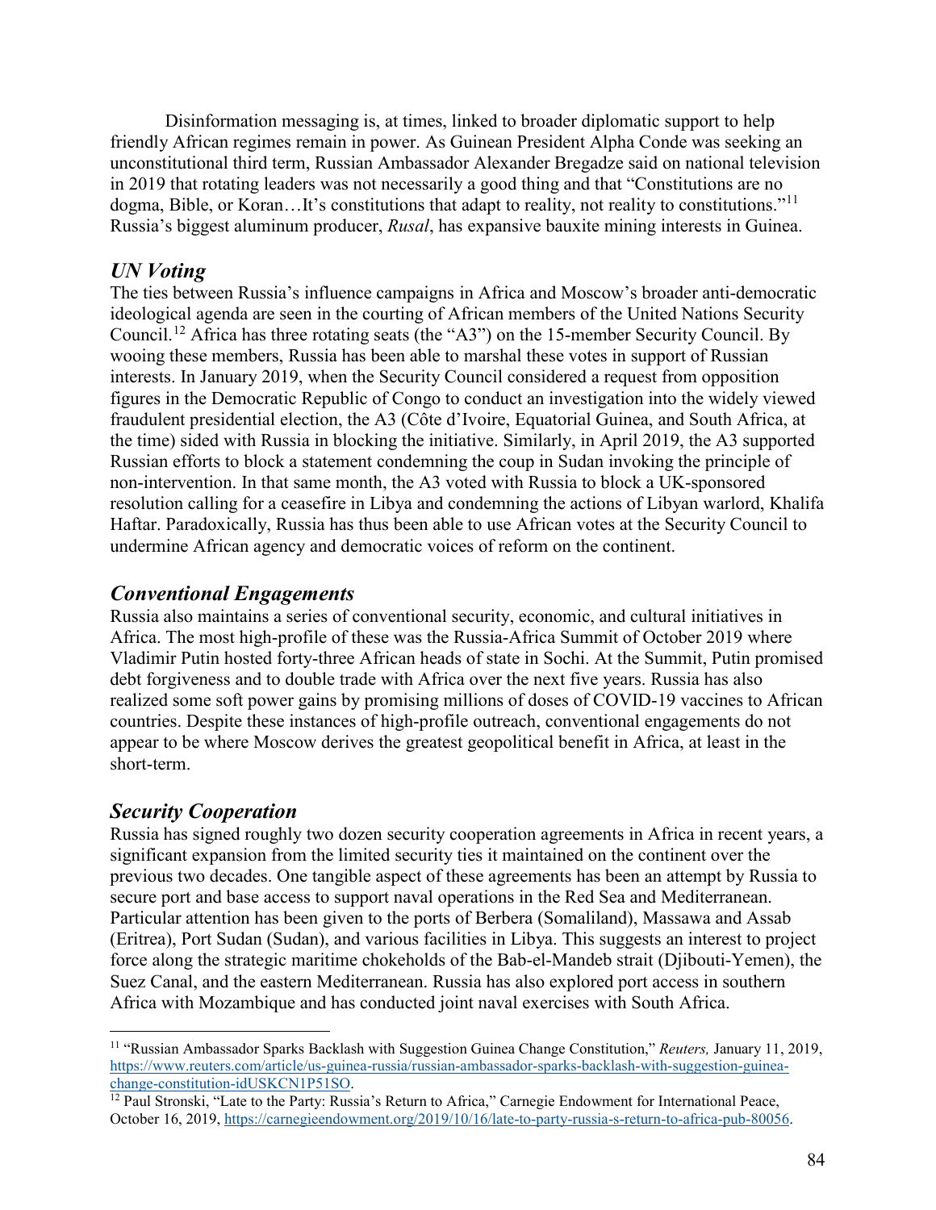Disinformation messaging is, at times, linked to broader diplomatic support to help friendly African regimes remain in power. As Guinean President Alpha Conde was seeking an unconstitutional third term, Russian Ambassador Alexander Bregadze said on national television in 2019 that rotating leaders was not necessarily a good thing and that "Constitutions are no dogma, Bible, or Koran…It's constitutions that adapt to reality, not reality to constitutions."[11] Russia's biggest aluminum producer, *Rusal*, has expansive bauxite mining interests in Guinea.

### *UN Voting*

The ties between Russia's influence campaigns in Africa and Moscow's broader anti-democratic ideological agenda are seen in the courting of African members of the United Nations Security Council.[12] Africa has three rotating seats (the "A3") on the 15-member Security Council. By wooing these members, Russia has been able to marshal these votes in support of Russian interests. In January 2019, when the Security Council considered a request from opposition figures in the Democratic Republic of Congo to conduct an investigation into the widely viewed fraudulent presidential election, the A3 (Côte d'Ivoire, Equatorial Guinea, and South Africa, at the time) sided with Russia in blocking the initiative. Similarly, in April 2019, the A3 supported Russian efforts to block a statement condemning the coup in Sudan invoking the principle of non-intervention. In that same month, the A3 voted with Russia to block a UK-sponsored resolution calling for a ceasefire in Libya and condemning the actions of Libyan warlord, Khalifa Haftar. Paradoxically, Russia has thus been able to use African votes at the Security Council to undermine African agency and democratic voices of reform on the continent.

### *Conventional Engagements*

Russia also maintains a series of conventional security, economic, and cultural initiatives in Africa. The most high-profile of these was the Russia-Africa Summit of October 2019 where Vladimir Putin hosted forty-three African heads of state in Sochi. At the Summit, Putin promised debt forgiveness and to double trade with Africa over the next five years. Russia has also realized some soft power gains by promising millions of doses of COVID-19 vaccines to African countries. Despite these instances of high-profile outreach, conventional engagements do not appear to be where Moscow derives the greatest geopolitical benefit in Africa, at least in the short-term.

### *Security Cooperation*

Russia has signed roughly two dozen security cooperation agreements in Africa in recent years, a significant expansion from the limited security ties it maintained on the continent over the previous two decades. One tangible aspect of these agreements has been an attempt by Russia to secure port and base access to support naval operations in the Red Sea and Mediterranean. Particular attention has been given to the ports of Berbera (Somaliland), Massawa and Assab (Eritrea), Port Sudan (Sudan), and various facilities in Libya. This suggests an interest to project force along the strategic maritime chokeholds of the Bab-el-Mandeb strait (Djibouti-Yemen), the Suez Canal, and the eastern Mediterranean. Russia has also explored port access in southern Africa with Mozambique and has conducted joint naval exercises with South Africa.

---

[11] "Russian Ambassador Sparks Backlash with Suggestion Guinea Change Constitution," *Reuters,* January 11, 2019, https://www.reuters.com/article/us-guinea-russia/russian-ambassador-sparks-backlash-with-suggestion-guinea-change-constitution-idUSKCN1P51SO.

[12] Paul Stronski, "Late to the Party: Russia's Return to Africa," Carnegie Endowment for International Peace, October 16, 2019, https://carnegieendowment.org/2019/10/16/late-to-party-russia-s-return-to-africa-pub-80056.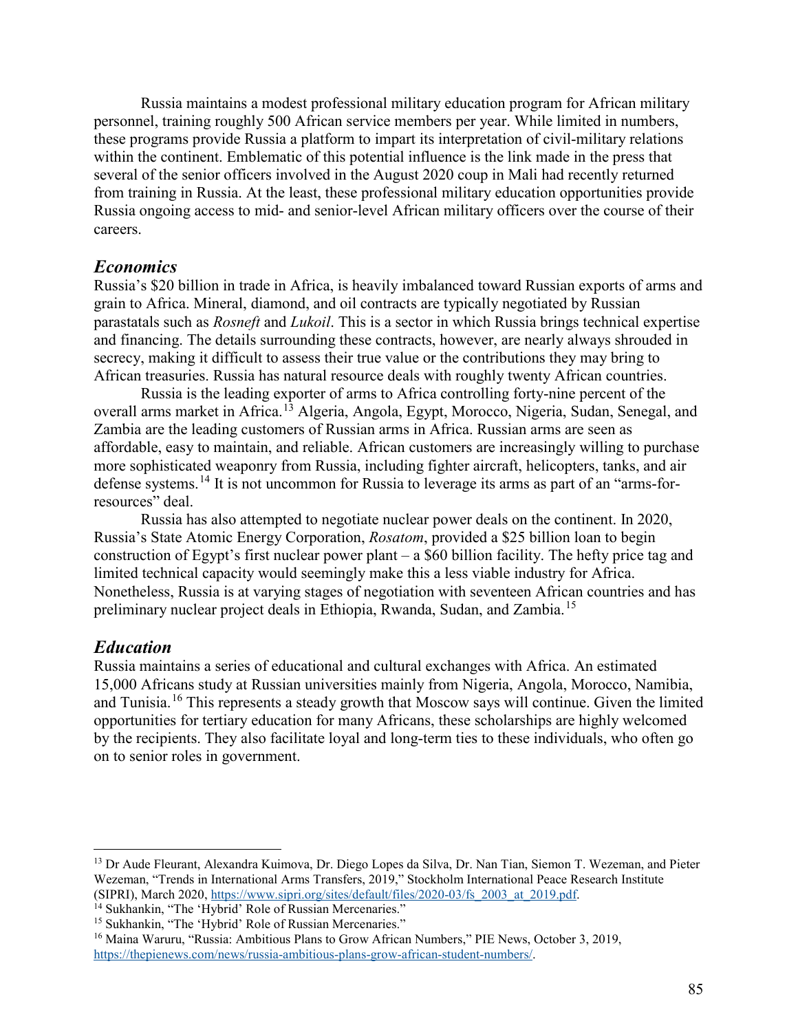Russia maintains a modest professional military education program for African military personnel, training roughly 500 African service members per year. While limited in numbers, these programs provide Russia a platform to impart its interpretation of civil-military relations within the continent. Emblematic of this potential influence is the link made in the press that several of the senior officers involved in the August 2020 coup in Mali had recently returned from training in Russia. At the least, these professional military education opportunities provide Russia ongoing access to mid- and senior-level African military officers over the course of their careers.

## *Economics*

Russia's $20 billion in trade in Africa, is heavily imbalanced toward Russian exports of arms and grain to Africa. Mineral, diamond, and oil contracts are typically negotiated by Russian parastatals such as *Rosneft* and *Lukoil*. This is a sector in which Russia brings technical expertise and financing. The details surrounding these contracts, however, are nearly always shrouded in secrecy, making it difficult to assess their true value or the contributions they may bring to African treasuries. Russia has natural resource deals with roughly twenty African countries.

Russia is the leading exporter of arms to Africa controlling forty-nine percent of the overall arms market in Africa.[13] Algeria, Angola, Egypt, Morocco, Nigeria, Sudan, Senegal, and Zambia are the leading customers of Russian arms in Africa. Russian arms are seen as affordable, easy to maintain, and reliable. African customers are increasingly willing to purchase more sophisticated weaponry from Russia, including fighter aircraft, helicopters, tanks, and air defense systems.[14] It is not uncommon for Russia to leverage its arms as part of an "arms-for-resources" deal.

Russia has also attempted to negotiate nuclear power deals on the continent. In 2020, Russia's State Atomic Energy Corporation, *Rosatom*, provided a $25 billion loan to begin construction of Egypt's first nuclear power plant – a $60 billion facility. The hefty price tag and limited technical capacity would seemingly make this a less viable industry for Africa. Nonetheless, Russia is at varying stages of negotiation with seventeen African countries and has preliminary nuclear project deals in Ethiopia, Rwanda, Sudan, and Zambia.[15]

## *Education*

Russia maintains a series of educational and cultural exchanges with Africa. An estimated 15,000 Africans study at Russian universities mainly from Nigeria, Angola, Morocco, Namibia, and Tunisia.[16] This represents a steady growth that Moscow says will continue. Given the limited opportunities for tertiary education for many Africans, these scholarships are highly welcomed by the recipients. They also facilitate loyal and long-term ties to these individuals, who often go on to senior roles in government.

---

[13] Dr Aude Fleurant, Alexandra Kuimova, Dr. Diego Lopes da Silva, Dr. Nan Tian, Siemon T. Wezeman, and Pieter Wezeman, "Trends in International Arms Transfers, 2019," Stockholm International Peace Research Institute (SIPRI), March 2020, https://www.sipri.org/sites/default/files/2020-03/fs_2003_at_2019.pdf.

[14] Sukhankin, "The 'Hybrid' Role of Russian Mercenaries."

[15] Sukhankin, "The 'Hybrid' Role of Russian Mercenaries."

[16] Maina Waruru, "Russia: Ambitious Plans to Grow African Numbers," PIE News, October 3, 2019, https://thepienews.com/news/russia-ambitious-plans-grow-african-student-numbers/.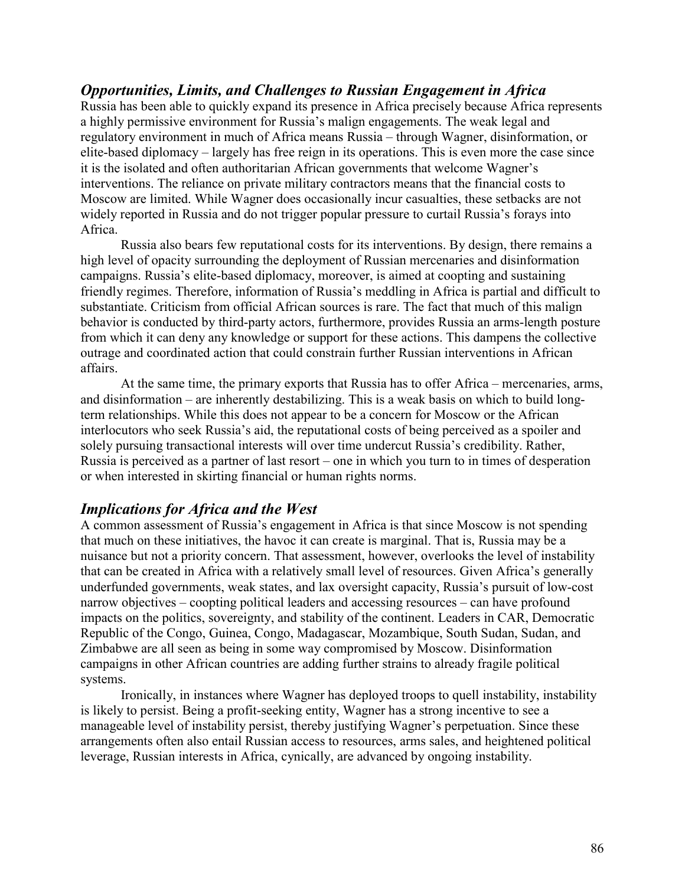## *Opportunities, Limits, and Challenges to Russian Engagement in Africa*

Russia has been able to quickly expand its presence in Africa precisely because Africa represents a highly permissive environment for Russia's malign engagements. The weak legal and regulatory environment in much of Africa means Russia – through Wagner, disinformation, or elite-based diplomacy – largely has free reign in its operations. This is even more the case since it is the isolated and often authoritarian African governments that welcome Wagner's interventions. The reliance on private military contractors means that the financial costs to Moscow are limited. While Wagner does occasionally incur casualties, these setbacks are not widely reported in Russia and do not trigger popular pressure to curtail Russia's forays into Africa.

Russia also bears few reputational costs for its interventions. By design, there remains a high level of opacity surrounding the deployment of Russian mercenaries and disinformation campaigns. Russia's elite-based diplomacy, moreover, is aimed at coopting and sustaining friendly regimes. Therefore, information of Russia's meddling in Africa is partial and difficult to substantiate. Criticism from official African sources is rare. The fact that much of this malign behavior is conducted by third-party actors, furthermore, provides Russia an arms-length posture from which it can deny any knowledge or support for these actions. This dampens the collective outrage and coordinated action that could constrain further Russian interventions in African affairs.

At the same time, the primary exports that Russia has to offer Africa – mercenaries, arms, and disinformation – are inherently destabilizing. This is a weak basis on which to build long-term relationships. While this does not appear to be a concern for Moscow or the African interlocutors who seek Russia's aid, the reputational costs of being perceived as a spoiler and solely pursuing transactional interests will over time undercut Russia's credibility. Rather, Russia is perceived as a partner of last resort – one in which you turn to in times of desperation or when interested in skirting financial or human rights norms.

## *Implications for Africa and the West*

A common assessment of Russia's engagement in Africa is that since Moscow is not spending that much on these initiatives, the havoc it can create is marginal. That is, Russia may be a nuisance but not a priority concern. That assessment, however, overlooks the level of instability that can be created in Africa with a relatively small level of resources. Given Africa's generally underfunded governments, weak states, and lax oversight capacity, Russia's pursuit of low-cost narrow objectives – coopting political leaders and accessing resources – can have profound impacts on the politics, sovereignty, and stability of the continent. Leaders in CAR, Democratic Republic of the Congo, Guinea, Congo, Madagascar, Mozambique, South Sudan, Sudan, and Zimbabwe are all seen as being in some way compromised by Moscow. Disinformation campaigns in other African countries are adding further strains to already fragile political systems.

Ironically, in instances where Wagner has deployed troops to quell instability, instability is likely to persist. Being a profit-seeking entity, Wagner has a strong incentive to see a manageable level of instability persist, thereby justifying Wagner's perpetuation. Since these arrangements often also entail Russian access to resources, arms sales, and heightened political leverage, Russian interests in Africa, cynically, are advanced by ongoing instability.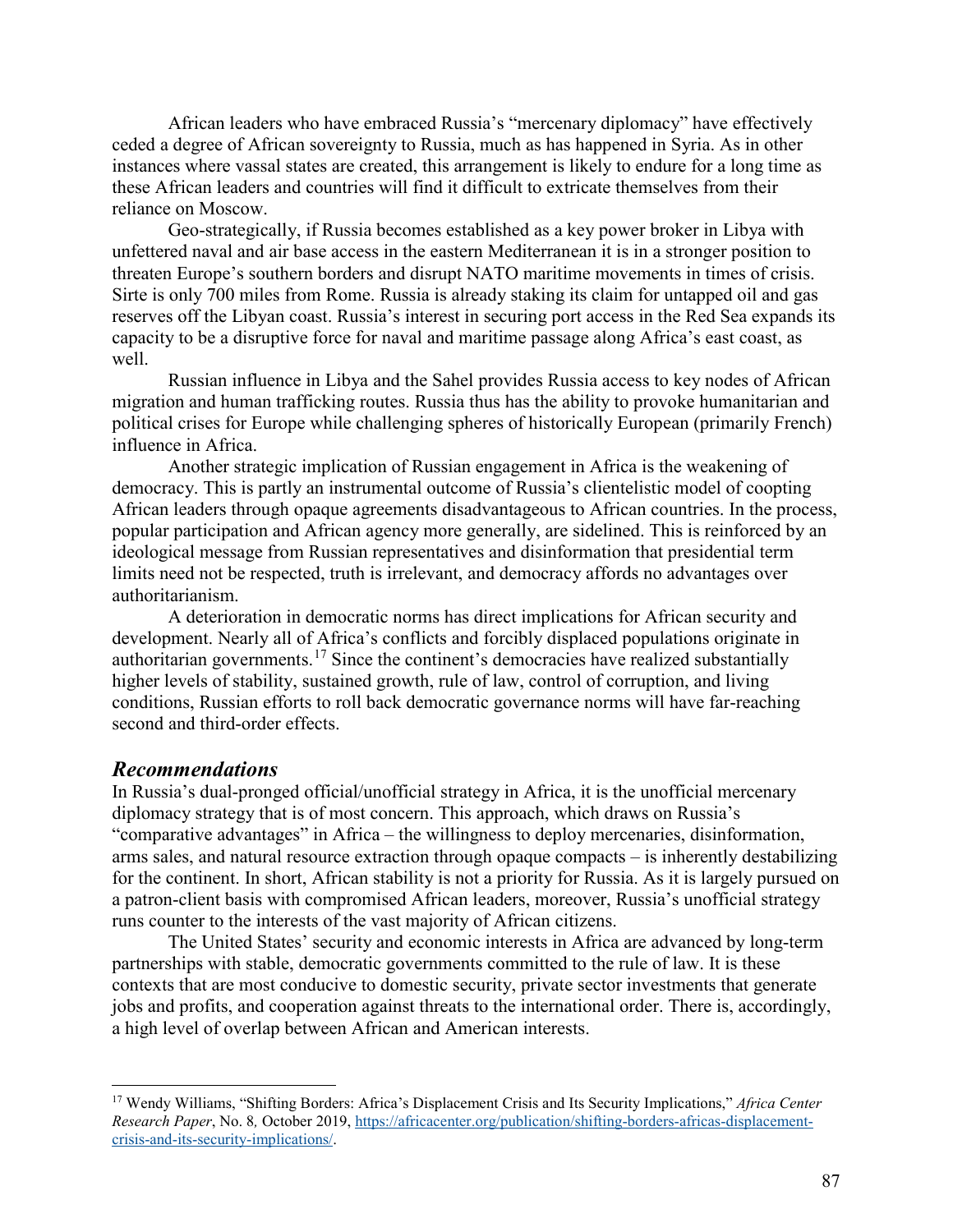African leaders who have embraced Russia's "mercenary diplomacy" have effectively ceded a degree of African sovereignty to Russia, much as has happened in Syria. As in other instances where vassal states are created, this arrangement is likely to endure for a long time as these African leaders and countries will find it difficult to extricate themselves from their reliance on Moscow.

Geo-strategically, if Russia becomes established as a key power broker in Libya with unfettered naval and air base access in the eastern Mediterranean it is in a stronger position to threaten Europe's southern borders and disrupt NATO maritime movements in times of crisis. Sirte is only 700 miles from Rome. Russia is already staking its claim for untapped oil and gas reserves off the Libyan coast. Russia's interest in securing port access in the Red Sea expands its capacity to be a disruptive force for naval and maritime passage along Africa's east coast, as well.

Russian influence in Libya and the Sahel provides Russia access to key nodes of African migration and human trafficking routes. Russia thus has the ability to provoke humanitarian and political crises for Europe while challenging spheres of historically European (primarily French) influence in Africa.

Another strategic implication of Russian engagement in Africa is the weakening of democracy. This is partly an instrumental outcome of Russia's clientelistic model of coopting African leaders through opaque agreements disadvantageous to African countries. In the process, popular participation and African agency more generally, are sidelined. This is reinforced by an ideological message from Russian representatives and disinformation that presidential term limits need not be respected, truth is irrelevant, and democracy affords no advantages over authoritarianism.

A deterioration in democratic norms has direct implications for African security and development. Nearly all of Africa's conflicts and forcibly displaced populations originate in authoritarian governments.[17] Since the continent's democracies have realized substantially higher levels of stability, sustained growth, rule of law, control of corruption, and living conditions, Russian efforts to roll back democratic governance norms will have far-reaching second and third-order effects.

## *Recommendations*

In Russia's dual-pronged official/unofficial strategy in Africa, it is the unofficial mercenary diplomacy strategy that is of most concern. This approach, which draws on Russia's "comparative advantages" in Africa – the willingness to deploy mercenaries, disinformation, arms sales, and natural resource extraction through opaque compacts – is inherently destabilizing for the continent. In short, African stability is not a priority for Russia. As it is largely pursued on a patron-client basis with compromised African leaders, moreover, Russia's unofficial strategy runs counter to the interests of the vast majority of African citizens.

The United States' security and economic interests in Africa are advanced by long-term partnerships with stable, democratic governments committed to the rule of law. It is these contexts that are most conducive to domestic security, private sector investments that generate jobs and profits, and cooperation against threats to the international order. There is, accordingly, a high level of overlap between African and American interests.

---

[17] Wendy Williams, "Shifting Borders: Africa's Displacement Crisis and Its Security Implications," *Africa Center Research Paper*, No. 8, October 2019, https://africacenter.org/publication/shifting-borders-africas-displacement-crisis-and-its-security-implications/.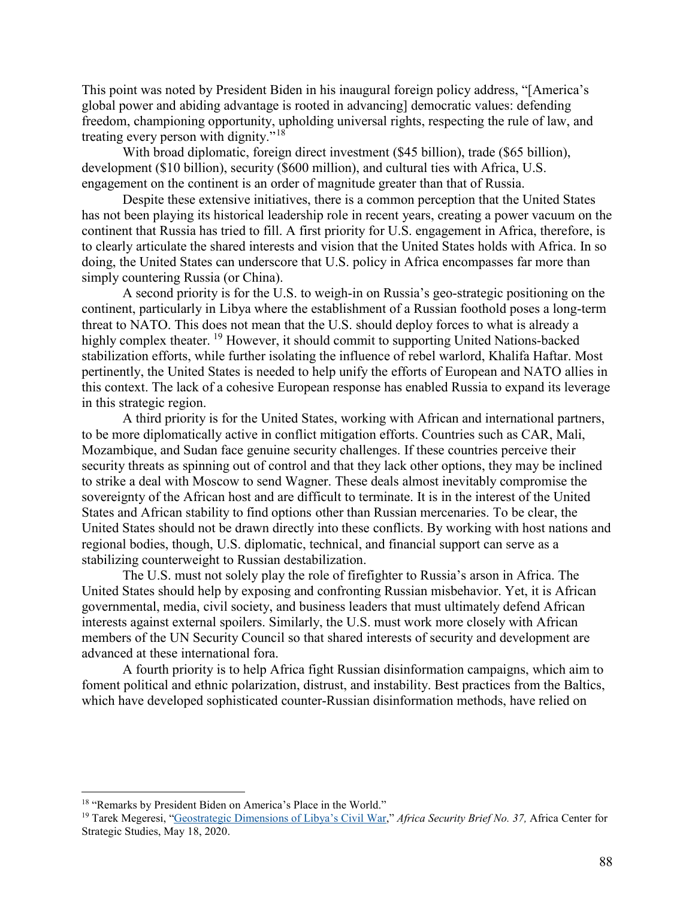This point was noted by President Biden in his inaugural foreign policy address, "[America's global power and abiding advantage is rooted in advancing] democratic values: defending freedom, championing opportunity, upholding universal rights, respecting the rule of law, and treating every person with dignity."[18]

With broad diplomatic, foreign direct investment ($45 billion), trade ($65 billion), development ($10 billion), security ($600 million), and cultural ties with Africa, U.S. engagement on the continent is an order of magnitude greater than that of Russia.

Despite these extensive initiatives, there is a common perception that the United States has not been playing its historical leadership role in recent years, creating a power vacuum on the continent that Russia has tried to fill. A first priority for U.S. engagement in Africa, therefore, is to clearly articulate the shared interests and vision that the United States holds with Africa. In so doing, the United States can underscore that U.S. policy in Africa encompasses far more than simply countering Russia (or China).

A second priority is for the U.S. to weigh-in on Russia's geo-strategic positioning on the continent, particularly in Libya where the establishment of a Russian foothold poses a long-term threat to NATO. This does not mean that the U.S. should deploy forces to what is already a highly complex theater. [19] However, it should commit to supporting United Nations-backed stabilization efforts, while further isolating the influence of rebel warlord, Khalifa Haftar. Most pertinently, the United States is needed to help unify the efforts of European and NATO allies in this context. The lack of a cohesive European response has enabled Russia to expand its leverage in this strategic region.

A third priority is for the United States, working with African and international partners, to be more diplomatically active in conflict mitigation efforts. Countries such as CAR, Mali, Mozambique, and Sudan face genuine security challenges. If these countries perceive their security threats as spinning out of control and that they lack other options, they may be inclined to strike a deal with Moscow to send Wagner. These deals almost inevitably compromise the sovereignty of the African host and are difficult to terminate. It is in the interest of the United States and African stability to find options other than Russian mercenaries. To be clear, the United States should not be drawn directly into these conflicts. By working with host nations and regional bodies, though, U.S. diplomatic, technical, and financial support can serve as a stabilizing counterweight to Russian destabilization.

The U.S. must not solely play the role of firefighter to Russia's arson in Africa. The United States should help by exposing and confronting Russian misbehavior. Yet, it is African governmental, media, civil society, and business leaders that must ultimately defend African interests against external spoilers. Similarly, the U.S. must work more closely with African members of the UN Security Council so that shared interests of security and development are advanced at these international fora.

A fourth priority is to help Africa fight Russian disinformation campaigns, which aim to foment political and ethnic polarization, distrust, and instability. Best practices from the Baltics, which have developed sophisticated counter-Russian disinformation methods, have relied on

---

[18] "Remarks by President Biden on America's Place in the World."

[19] Tarek Megeresi, "Geostrategic Dimensions of Libya's Civil War," *Africa Security Brief No. 37,* Africa Center for Strategic Studies, May 18, 2020.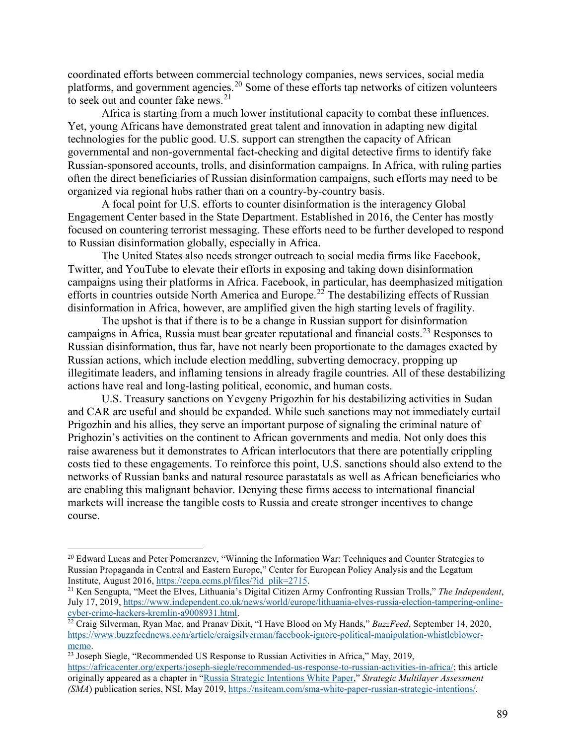coordinated efforts between commercial technology companies, news services, social media platforms, and government agencies.[20] Some of these efforts tap networks of citizen volunteers to seek out and counter fake news.[21]

Africa is starting from a much lower institutional capacity to combat these influences. Yet, young Africans have demonstrated great talent and innovation in adapting new digital technologies for the public good. U.S. support can strengthen the capacity of African governmental and non-governmental fact-checking and digital detective firms to identify fake Russian-sponsored accounts, trolls, and disinformation campaigns. In Africa, with ruling parties often the direct beneficiaries of Russian disinformation campaigns, such efforts may need to be organized via regional hubs rather than on a country-by-country basis.

A focal point for U.S. efforts to counter disinformation is the interagency Global Engagement Center based in the State Department. Established in 2016, the Center has mostly focused on countering terrorist messaging. These efforts need to be further developed to respond to Russian disinformation globally, especially in Africa.

The United States also needs stronger outreach to social media firms like Facebook, Twitter, and YouTube to elevate their efforts in exposing and taking down disinformation campaigns using their platforms in Africa. Facebook, in particular, has deemphasized mitigation efforts in countries outside North America and Europe.[22] The destabilizing effects of Russian disinformation in Africa, however, are amplified given the high starting levels of fragility.

The upshot is that if there is to be a change in Russian support for disinformation campaigns in Africa, Russia must bear greater reputational and financial costs.[23] Responses to Russian disinformation, thus far, have not nearly been proportionate to the damages exacted by Russian actions, which include election meddling, subverting democracy, propping up illegitimate leaders, and inflaming tensions in already fragile countries. All of these destabilizing actions have real and long-lasting political, economic, and human costs.

U.S. Treasury sanctions on Yevgeny Prigozhin for his destabilizing activities in Sudan and CAR are useful and should be expanded. While such sanctions may not immediately curtail Prigozhin and his allies, they serve an important purpose of signaling the criminal nature of Prighozin's activities on the continent to African governments and media. Not only does this raise awareness but it demonstrates to African interlocutors that there are potentially crippling costs tied to these engagements. To reinforce this point, U.S. sanctions should also extend to the networks of Russian banks and natural resource parastatals as well as African beneficiaries who are enabling this malignant behavior. Denying these firms access to international financial markets will increase the tangible costs to Russia and create stronger incentives to change course.

---

[20] Edward Lucas and Peter Pomeranzev, "Winning the Information War: Techniques and Counter Strategies to Russian Propaganda in Central and Eastern Europe," Center for European Policy Analysis and the Legatum Institute, August 2016, https://cepa.ecms.pl/files/?id_plik=2715.

[21] Ken Sengupta, "Meet the Elves, Lithuania's Digital Citizen Army Confronting Russian Trolls," *The Independent*, July 17, 2019, https://www.independent.co.uk/news/world/europe/lithuania-elves-russia-election-tampering-online-cyber-crime-hackers-kremlin-a9008931.html.

[22] Craig Silverman, Ryan Mac, and Pranav Dixit, "I Have Blood on My Hands," *BuzzFeed*, September 14, 2020, https://www.buzzfeednews.com/article/craigsilverman/facebook-ignore-political-manipulation-whistleblower-memo.

[23] Joseph Siegle, "Recommended US Response to Russian Activities in Africa," May, 2019, https://africacenter.org/experts/joseph-siegle/recommended-us-response-to-russian-activities-in-africa/; this article originally appeared as a chapter in "Russia Strategic Intentions White Paper," *Strategic Multilayer Assessment (SMA)* publication series, NSI, May 2019, https://nsiteam.com/sma-white-paper-russian-strategic-intentions/.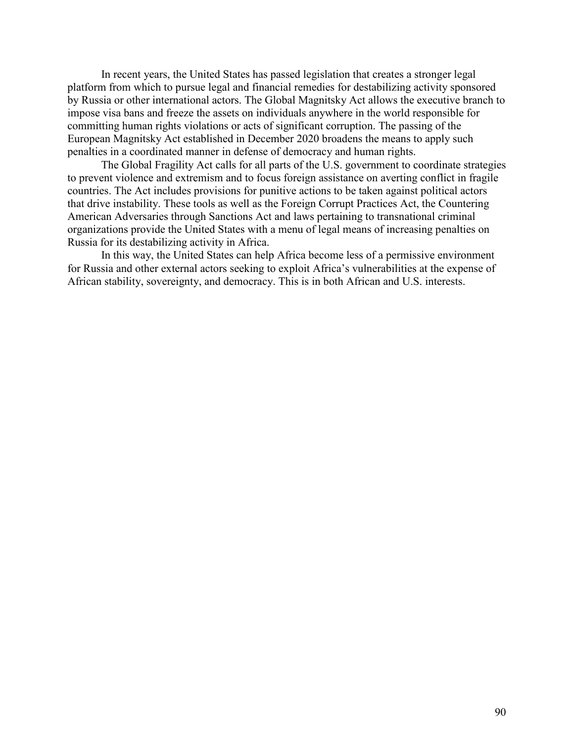In recent years, the United States has passed legislation that creates a stronger legal platform from which to pursue legal and financial remedies for destabilizing activity sponsored by Russia or other international actors. The Global Magnitsky Act allows the executive branch to impose visa bans and freeze the assets on individuals anywhere in the world responsible for committing human rights violations or acts of significant corruption. The passing of the European Magnitsky Act established in December 2020 broadens the means to apply such penalties in a coordinated manner in defense of democracy and human rights.

The Global Fragility Act calls for all parts of the U.S. government to coordinate strategies to prevent violence and extremism and to focus foreign assistance on averting conflict in fragile countries. The Act includes provisions for punitive actions to be taken against political actors that drive instability. These tools as well as the Foreign Corrupt Practices Act, the Countering American Adversaries through Sanctions Act and laws pertaining to transnational criminal organizations provide the United States with a menu of legal means of increasing penalties on Russia for its destabilizing activity in Africa.

In this way, the United States can help Africa become less of a permissive environment for Russia and other external actors seeking to exploit Africa's vulnerabilities at the expense of African stability, sovereignty, and democracy. This is in both African and U.S. interests.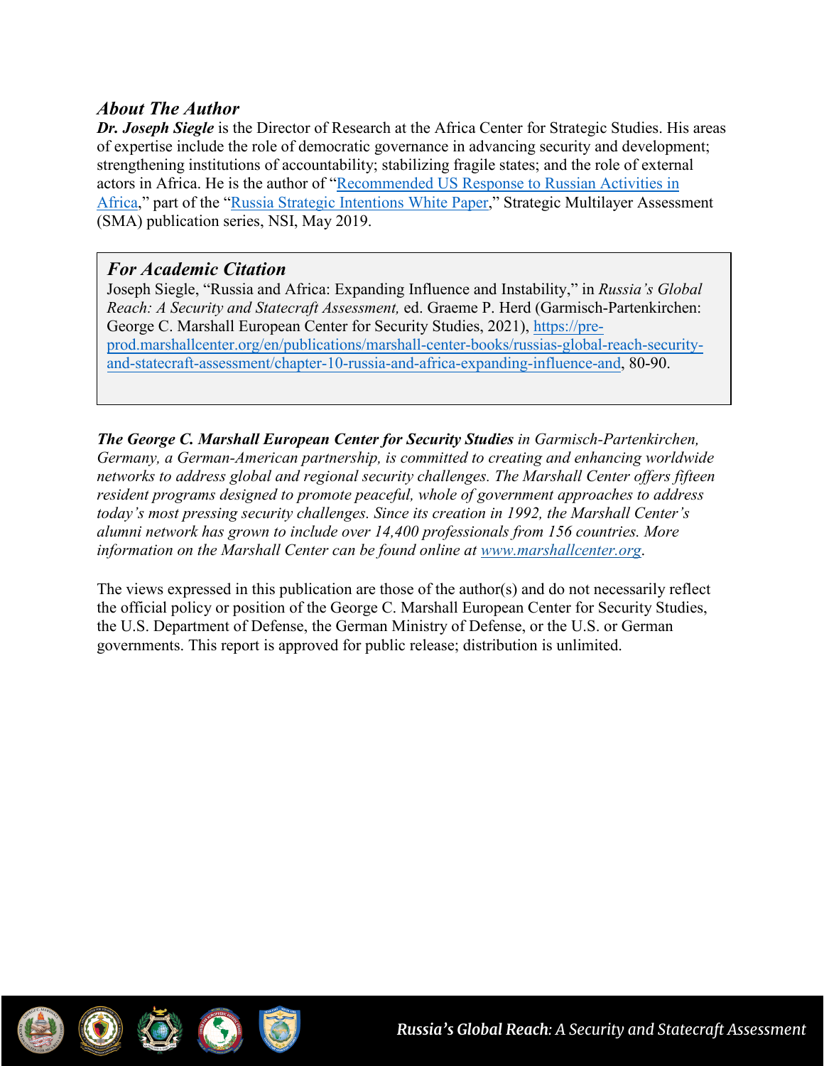### *About The Author*

***Dr. Joseph Siegle*** is the Director of Research at the Africa Center for Strategic Studies. His areas of expertise include the role of democratic governance in advancing security and development; strengthening institutions of accountability; stabilizing fragile states; and the role of external actors in Africa. He is the author of "Recommended US Response to Russian Activities in Africa," part of the "Russia Strategic Intentions White Paper," Strategic Multilayer Assessment (SMA) publication series, NSI, May 2019.

### *For Academic Citation*

Joseph Siegle, "Russia and Africa: Expanding Influence and Instability," in *Russia's Global Reach: A Security and Statecraft Assessment,* ed. Graeme P. Herd (Garmisch-Partenkirchen: George C. Marshall European Center for Security Studies, 2021), https://pre-prod.marshallcenter.org/en/publications/marshall-center-books/russias-global-reach-security-and-statecraft-assessment/chapter-10-russia-and-africa-expanding-influence-and, 80-90.

***The George C. Marshall European Center for Security Studies*** *in Garmisch-Partenkirchen, Germany, a German-American partnership, is committed to creating and enhancing worldwide networks to address global and regional security challenges. The Marshall Center offers fifteen resident programs designed to promote peaceful, whole of government approaches to address today's most pressing security challenges. Since its creation in 1992, the Marshall Center's alumni network has grown to include over 14,400 professionals from 156 countries. More information on the Marshall Center can be found online at www.marshallcenter.org.*

The views expressed in this publication are those of the author(s) and do not necessarily reflect the official policy or position of the George C. Marshall European Center for Security Studies, the U.S. Department of Defense, the German Ministry of Defense, or the U.S. or German governments. This report is approved for public release; distribution is unlimited.